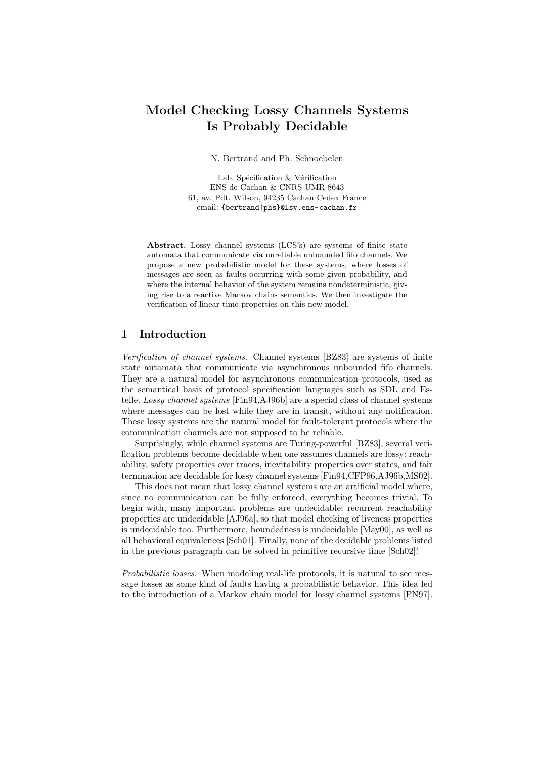# Model Checking Lossy Channels Systems Is Probably Decidable

N. Bertrand and Ph. Schnoebelen

Lab. Spécification & Vérification
ENS de Cachan & CNRS UMR 8643
61, av. Pdt. Wilson, 94235 Cachan Cedex France
email: {bertrand|phs}@lsv.ens-cachan.fr

**Abstract.** Lossy channel systems (LCS's) are systems of finite state automata that communicate via unreliable unbounded fifo channels. We propose a new probabilistic model for these systems, where losses of messages are seen as faults occurring with some given probability, and where the internal behavior of the system remains nondeterministic, giving rise to a reactive Markov chains semantics. We then investigate the verification of linear-time properties on this new model.

## 1 Introduction

*Verification of channel systems.* Channel systems [BZ83] are systems of finite state automata that communicate via asynchronous unbounded fifo channels. They are a natural model for asynchronous communication protocols, used as the semantical basis of protocol specification languages such as SDL and Estelle. *Lossy channel systems* [Fin94,AJ96b] are a special class of channel systems where messages can be lost while they are in transit, without any notification. These lossy systems are the natural model for fault-tolerant protocols where the communication channels are not supposed to be reliable.

Surprisingly, while channel systems are Turing-powerful [BZ83], several verification problems become decidable when one assumes channels are lossy: reachability, safety properties over traces, inevitability properties over states, and fair termination are decidable for lossy channel systems [Fin94,CFP96,AJ96b,MS02].

This does not mean that lossy channel systems are an artificial model where, since no communication can be fully enforced, everything becomes trivial. To begin with, many important problems are undecidable: recurrent reachability properties are undecidable [AJ96a], so that model checking of liveness properties is undecidable too. Furthermore, boundedness is undecidable [May00], as well as all behavioral equivalences [Sch01]. Finally, none of the decidable problems listed in the previous paragraph can be solved in primitive recursive time [Sch02]!

*Probabilistic losses.* When modeling real-life protocols, it is natural to see message losses as some kind of faults having a probabilistic behavior. This idea led to the introduction of a Markov chain model for lossy channel systems [PN97].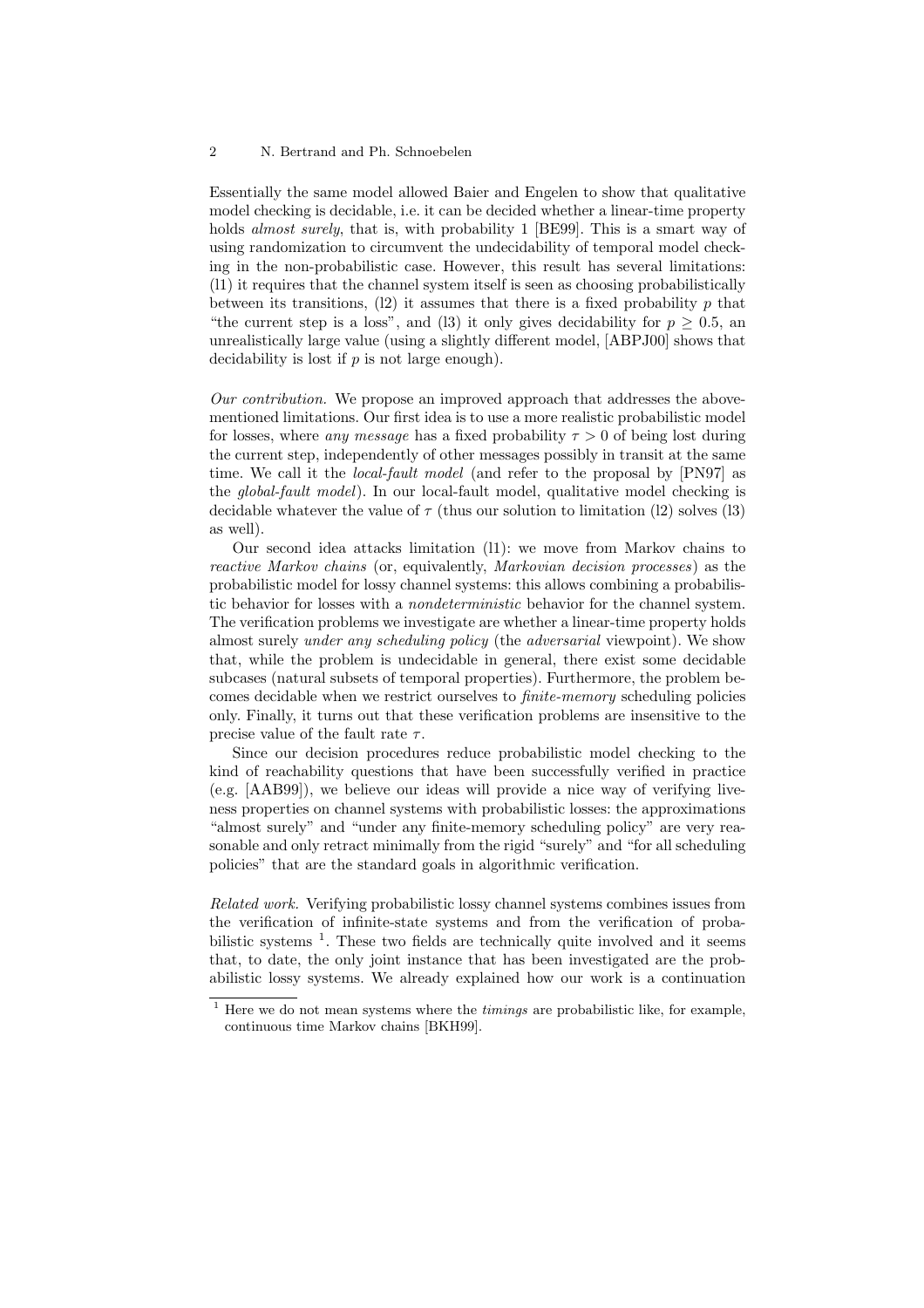Essentially the same model allowed Baier and Engelen to show that qualitative model checking is decidable, i.e. it can be decided whether a linear-time property holds *almost surely*, that is, with probability 1 [BE99]. This is a smart way of using randomization to circumvent the undecidability of temporal model checking in the non-probabilistic case. However, this result has several limitations: (l1) it requires that the channel system itself is seen as choosing probabilistically between its transitions, (l2) it assumes that there is a fixed probability $p$ that "the current step is a loss", and (l3) it only gives decidability for $p \geq 0.5$, an unrealistically large value (using a slightly different model, [ABPJ00] shows that decidability is lost if $p$ is not large enough).

*Our contribution.* We propose an improved approach that addresses the above-mentioned limitations. Our first idea is to use a more realistic probabilistic model for losses, where *any message* has a fixed probability $\tau > 0$ of being lost during the current step, independently of other messages possibly in transit at the same time. We call it the *local-fault model* (and refer to the proposal by [PN97] as the *global-fault model*). In our local-fault model, qualitative model checking is decidable whatever the value of $\tau$ (thus our solution to limitation (l2) solves (l3) as well).

Our second idea attacks limitation (l1): we move from Markov chains to *reactive Markov chains* (or, equivalently, *Markovian decision processes*) as the probabilistic model for lossy channel systems: this allows combining a probabilistic behavior for losses with a *nondeterministic* behavior for the channel system. The verification problems we investigate are whether a linear-time property holds almost surely *under any scheduling policy* (the *adversarial* viewpoint). We show that, while the problem is undecidable in general, there exist some decidable subcases (natural subsets of temporal properties). Furthermore, the problem becomes decidable when we restrict ourselves to *finite-memory* scheduling policies only. Finally, it turns out that these verification problems are insensitive to the precise value of the fault rate $\tau$.

Since our decision procedures reduce probabilistic model checking to the kind of reachability questions that have been successfully verified in practice (e.g. [AAB99]), we believe our ideas will provide a nice way of verifying liveness properties on channel systems with probabilistic losses: the approximations "almost surely" and "under any finite-memory scheduling policy" are very reasonable and only retract minimally from the rigid "surely" and "for all scheduling policies" that are the standard goals in algorithmic verification.

*Related work.* Verifying probabilistic lossy channel systems combines issues from the verification of infinite-state systems and from the verification of probabilistic systems [1]. These two fields are technically quite involved and it seems that, to date, the only joint instance that has been investigated are the probabilistic lossy systems. We already explained how our work is a continuation

[1] Here we do not mean systems where the *timings* are probabilistic like, for example, continuous time Markov chains [BKH99].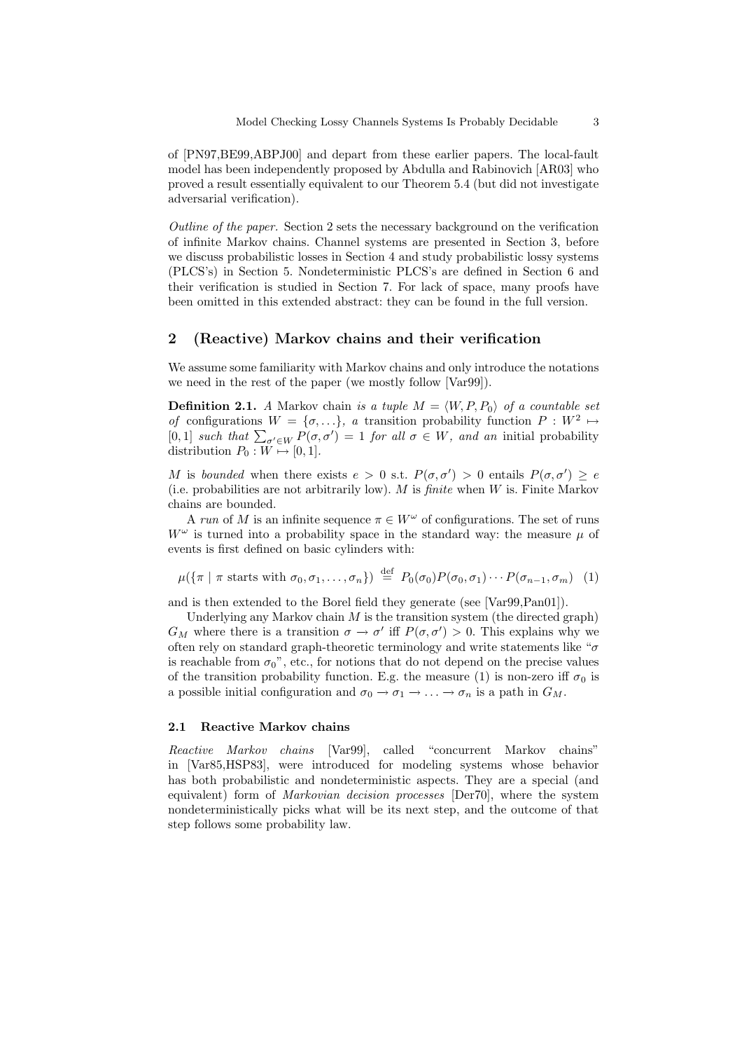of [PN97,BE99,ABPJ00] and depart from these earlier papers. The local-fault model has been independently proposed by Abdulla and Rabinovich [AR03] who proved a result essentially equivalent to our Theorem 5.4 (but did not investigate adversarial verification).

*Outline of the paper.* Section 2 sets the necessary background on the verification of infinite Markov chains. Channel systems are presented in Section 3, before we discuss probabilistic losses in Section 4 and study probabilistic lossy systems (PLCS's) in Section 5. Nondeterministic PLCS's are defined in Section 6 and their verification is studied in Section 7. For lack of space, many proofs have been omitted in this extended abstract: they can be found in the full version.

## 2 (Reactive) Markov chains and their verification

We assume some familiarity with Markov chains and only introduce the notations we need in the rest of the paper (we mostly follow [Var99]).

**Definition 2.1.** *A* Markov chain *is a tuple* $M = \langle W, P, P_0 \rangle$ *of a countable set of* configurations $W = \{\sigma, \ldots\}$*, a* transition probability function $P : W^2 \mapsto [0,1]$ *such that* $\sum_{\sigma' \in W} P(\sigma, \sigma') = 1$ *for all* $\sigma \in W$*, and an* initial probability distribution $P_0 : W \mapsto [0,1]$.

$M$ is *bounded* when there exists $e > 0$ s.t. $P(\sigma, \sigma') > 0$ entails $P(\sigma, \sigma') \geq e$ (i.e. probabilities are not arbitrarily low). $M$ is *finite* when $W$ is. Finite Markov chains are bounded.

A *run* of $M$ is an infinite sequence $\pi \in W^\omega$ of configurations. The set of runs $W^\omega$ is turned into a probability space in the standard way: the measure $\mu$ of events is first defined on basic cylinders with:

$$\mu(\{\pi \mid \pi \text{ starts with } \sigma_0, \sigma_1, \ldots, \sigma_n\}) \stackrel{\text{def}}{=} P_0(\sigma_0) P(\sigma_0, \sigma_1) \cdots P(\sigma_{n-1}, \sigma_m) \quad (1)$$

and is then extended to the Borel field they generate (see [Var99,Pan01]).

Underlying any Markov chain $M$ is the transition system (the directed graph) $G_M$ where there is a transition $\sigma \to \sigma'$ iff $P(\sigma, \sigma') > 0$. This explains why we often rely on standard graph-theoretic terminology and write statements like "$\sigma$ is reachable from $\sigma_0$", etc., for notions that do not depend on the precise values of the transition probability function. E.g. the measure (1) is non-zero iff $\sigma_0$ is a possible initial configuration and $\sigma_0 \to \sigma_1 \to \ldots \to \sigma_n$ is a path in $G_M$.

### 2.1 Reactive Markov chains

*Reactive Markov chains* [Var99], called "concurrent Markov chains" in [Var85,HSP83], were introduced for modeling systems whose behavior has both probabilistic and nondeterministic aspects. They are a special (and equivalent) form of *Markovian decision processes* [Der70], where the system nondeterministically picks what will be its next step, and the outcome of that step follows some probability law.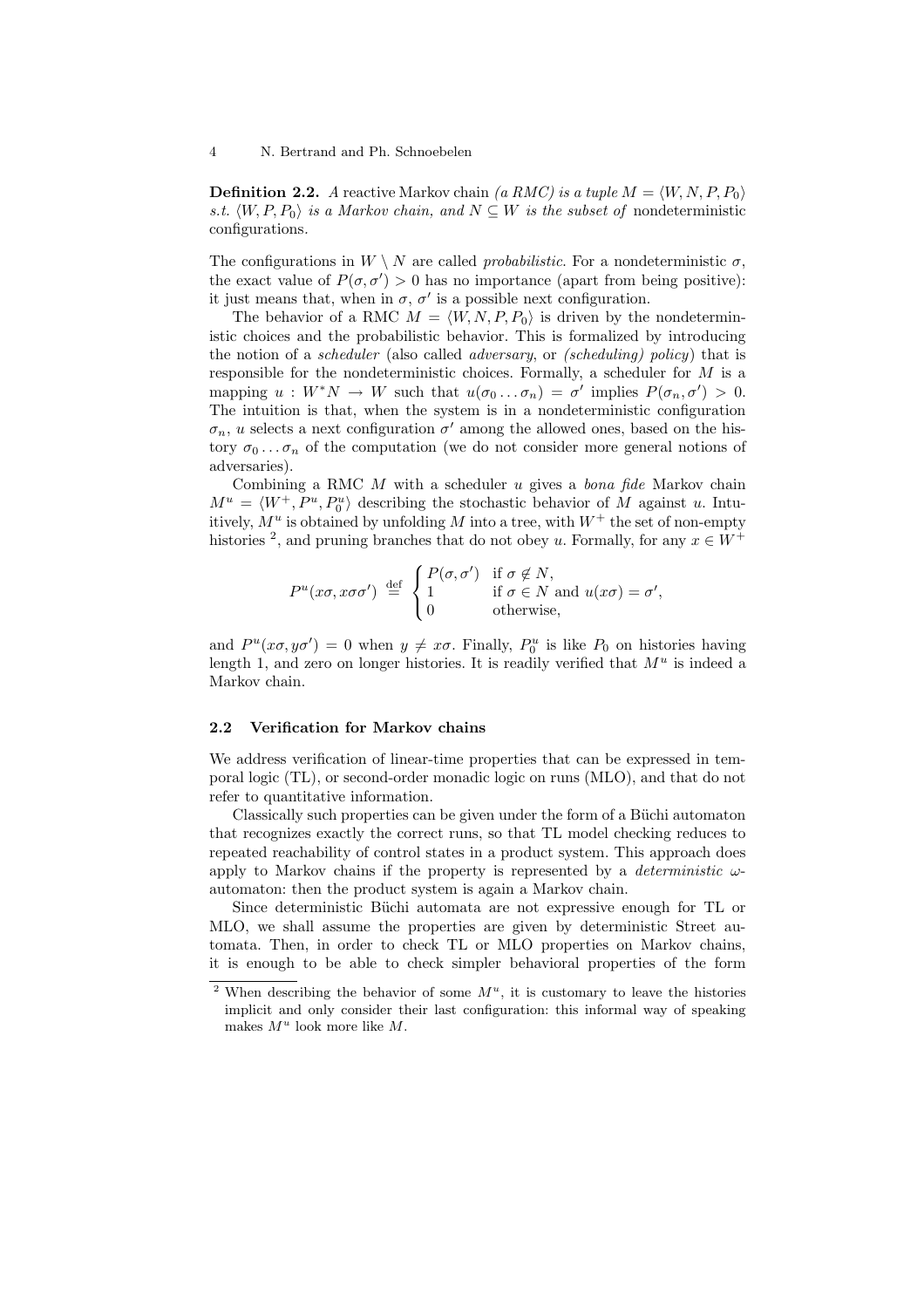**Definition 2.2.** *A* reactive Markov chain *(a RMC) is a tuple* $M = \langle W, N, P, P_0 \rangle$ *s.t.* $\langle W, P, P_0 \rangle$ *is a Markov chain, and* $N \subseteq W$ *is the subset of* nondeterministic configurations.

The configurations in $W \setminus N$ are called *probabilistic*. For a nondeterministic $\sigma$, the exact value of $P(\sigma, \sigma') > 0$ has no importance (apart from being positive): it just means that, when in $\sigma$, $\sigma'$ is a possible next configuration.

The behavior of a RMC $M = \langle W, N, P, P_0 \rangle$ is driven by the nondeterministic choices and the probabilistic behavior. This is formalized by introducing the notion of a *scheduler* (also called *adversary*, or *(scheduling) policy*) that is responsible for the nondeterministic choices. Formally, a scheduler for $M$ is a mapping $u : W^*N \to W$ such that $u(\sigma_0 \dots \sigma_n) = \sigma'$ implies $P(\sigma_n, \sigma') > 0$. The intuition is that, when the system is in a nondeterministic configuration $\sigma_n$, $u$ selects a next configuration $\sigma'$ among the allowed ones, based on the history $\sigma_0 \dots \sigma_n$ of the computation (we do not consider more general notions of adversaries).

Combining a RMC $M$ with a scheduler $u$ gives a *bona fide* Markov chain $M^u = \langle W^+, P^u, P_0^u \rangle$ describing the stochastic behavior of $M$ against $u$. Intuitively, $M^u$ is obtained by unfolding $M$ into a tree, with $W^+$ the set of non-empty histories [2], and pruning branches that do not obey $u$. Formally, for any $x \in W^+$

$$P^u(x\sigma, x\sigma\sigma') \stackrel{\text{def}}{=} \begin{cases} P(\sigma, \sigma') & \text{if } \sigma \notin N, \\ 1 & \text{if } \sigma \in N \text{ and } u(x\sigma) = \sigma', \\ 0 & \text{otherwise,} \end{cases}$$

and $P^u(x\sigma, y\sigma') = 0$ when $y \neq x\sigma$. Finally, $P_0^u$ is like $P_0$ on histories having length 1, and zero on longer histories. It is readily verified that $M^u$ is indeed a Markov chain.

### 2.2 Verification for Markov chains

We address verification of linear-time properties that can be expressed in temporal logic (TL), or second-order monadic logic on runs (MLO), and that do not refer to quantitative information.

Classically such properties can be given under the form of a Büchi automaton that recognizes exactly the correct runs, so that TL model checking reduces to repeated reachability of control states in a product system. This approach does apply to Markov chains if the property is represented by a *deterministic* $\omega$-automaton: then the product system is again a Markov chain.

Since deterministic Büchi automata are not expressive enough for TL or MLO, we shall assume the properties are given by deterministic Street automata. Then, in order to check TL or MLO properties on Markov chains, it is enough to be able to check simpler behavioral properties of the form

---

[2] When describing the behavior of some $M^u$, it is customary to leave the histories implicit and only consider their last configuration: this informal way of speaking makes $M^u$ look more like $M$.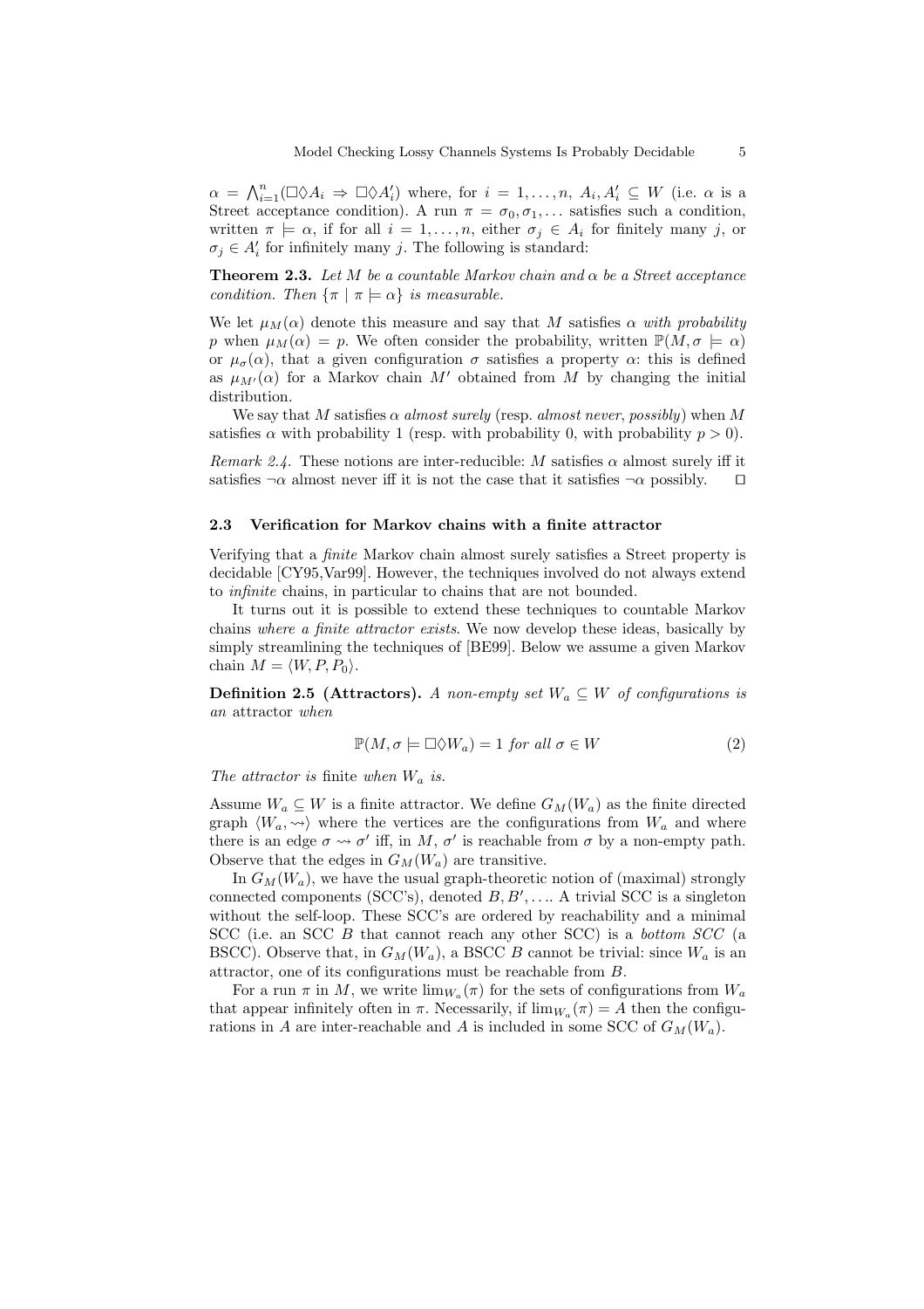$\alpha = \bigwedge_{i=1}^{n}(\Box\Diamond A_i \Rightarrow \Box\Diamond A'_i)$ where, for $i = 1, \ldots, n$, $A_i, A'_i \subseteq W$ (i.e. $\alpha$ is a Street acceptance condition). A run $\pi = \sigma_0, \sigma_1, \ldots$ satisfies such a condition, written $\pi \models \alpha$, if for all $i = 1, \ldots, n$, either $\sigma_j \in A_i$ for finitely many $j$, or $\sigma_j \in A'_i$ for infinitely many $j$. The following is standard:

**Theorem 2.3.** *Let $M$ be a countable Markov chain and $\alpha$ be a Street acceptance condition. Then $\{\pi \mid \pi \models \alpha\}$ is measurable.*

We let $\mu_M(\alpha)$ denote this measure and say that $M$ satisfies $\alpha$ *with probability* $p$ when $\mu_M(\alpha) = p$. We often consider the probability, written $\mathbb{P}(M, \sigma \models \alpha)$ or $\mu_\sigma(\alpha)$, that a given configuration $\sigma$ satisfies a property $\alpha$: this is defined as $\mu_{M'}(\alpha)$ for a Markov chain $M'$ obtained from $M$ by changing the initial distribution.

We say that $M$ satisfies $\alpha$ *almost surely* (resp. *almost never*, *possibly*) when $M$ satisfies $\alpha$ with probability 1 (resp. with probability 0, with probability $p > 0$).

*Remark 2.4.* These notions are inter-reducible: $M$ satisfies $\alpha$ almost surely iff it satisfies $\neg\alpha$ almost never iff it is not the case that it satisfies $\neg\alpha$ possibly. $\square$

### 2.3 Verification for Markov chains with a finite attractor

Verifying that a *finite* Markov chain almost surely satisfies a Street property is decidable [CY95,Var99]. However, the techniques involved do not always extend to *infinite* chains, in particular to chains that are not bounded.

It turns out it is possible to extend these techniques to countable Markov chains *where a finite attractor exists*. We now develop these ideas, basically by simply streamlining the techniques of [BE99]. Below we assume a given Markov chain $M = \langle W, P, P_0 \rangle$.

**Definition 2.5 (Attractors).** *A non-empty set $W_a \subseteq W$ of configurations is an* attractor *when*

$$\mathbb{P}(M, \sigma \models \Box\Diamond W_a) = 1 \text{ for all } \sigma \in W \tag{2}$$

*The attractor is* finite *when $W_a$ is.*

Assume $W_a \subseteq W$ is a finite attractor. We define $G_M(W_a)$ as the finite directed graph $\langle W_a, \rightsquigarrow \rangle$ where the vertices are the configurations from $W_a$ and where there is an edge $\sigma \rightsquigarrow \sigma'$ iff, in $M$, $\sigma'$ is reachable from $\sigma$ by a non-empty path. Observe that the edges in $G_M(W_a)$ are transitive.

In $G_M(W_a)$, we have the usual graph-theoretic notion of (maximal) strongly connected components (SCC's), denoted $B, B', \ldots$. A trivial SCC is a singleton without the self-loop. These SCC's are ordered by reachability and a minimal SCC (i.e. an SCC $B$ that cannot reach any other SCC) is a *bottom SCC* (a BSCC). Observe that, in $G_M(W_a)$, a BSCC $B$ cannot be trivial: since $W_a$ is an attractor, one of its configurations must be reachable from $B$.

For a run $\pi$ in $M$, we write $\lim_{W_a}(\pi)$ for the sets of configurations from $W_a$ that appear infinitely often in $\pi$. Necessarily, if $\lim_{W_a}(\pi) = A$ then the configurations in $A$ are inter-reachable and $A$ is included in some SCC of $G_M(W_a)$.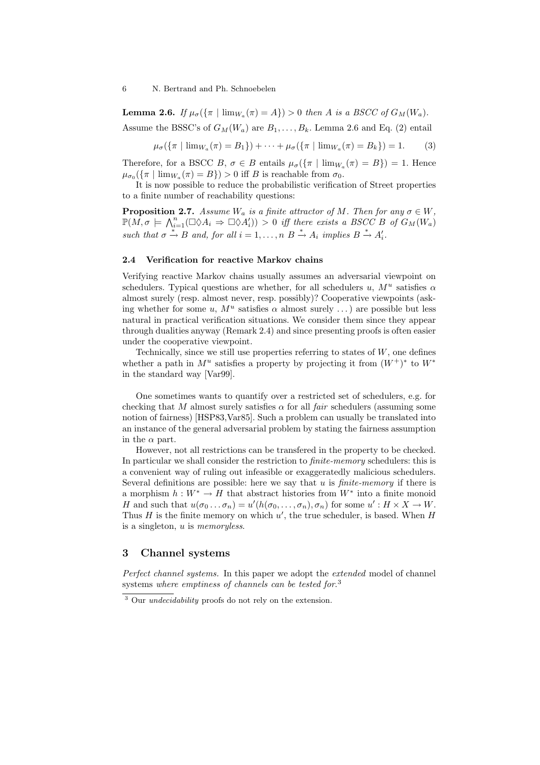**Lemma 2.6.** *If $\mu_\sigma(\{\pi \mid \lim_{W_a}(\pi) = A\}) > 0$ then $A$ is a BSCC of $G_M(W_a)$.*

Assume the BSSC's of $G_M(W_a)$ are $B_1, \ldots, B_k$. Lemma 2.6 and Eq. (2) entail

$$\mu_\sigma(\{\pi \mid \lim_{W_a}(\pi) = B_1\}) + \cdots + \mu_\sigma(\{\pi \mid \lim_{W_a}(\pi) = B_k\}) = 1. \quad (3)$$

Therefore, for a BSCC $B$, $\sigma \in B$ entails $\mu_\sigma(\{\pi \mid \lim_{W_a}(\pi) = B\}) = 1$. Hence $\mu_{\sigma_0}(\{\pi \mid \lim_{W_a}(\pi) = B\}) > 0$ iff $B$ is reachable from $\sigma_0$.

It is now possible to reduce the probabilistic verification of Street properties to a finite number of reachability questions:

**Proposition 2.7.** *Assume $W_a$ is a finite attractor of $M$. Then for any $\sigma \in W$, $\mathbb{P}(M, \sigma \models \bigwedge_{i=1}^{n}(\Box\Diamond A_i \Rightarrow \Box\Diamond A'_i)) > 0$ iff there exists a BSCC $B$ of $G_M(W_a)$ such that $\sigma \xrightarrow{*} B$ and, for all $i = 1, \ldots, n$ $B \xrightarrow{*} A_i$ implies $B \xrightarrow{*} A'_i$.*

### 2.4 Verification for reactive Markov chains

Verifying reactive Markov chains usually assumes an adversarial viewpoint on schedulers. Typical questions are whether, for all schedulers $u$, $M^u$ satisfies $\alpha$ almost surely (resp. almost never, resp. possibly)? Cooperative viewpoints (asking whether for some $u$, $M^u$ satisfies $\alpha$ almost surely ...) are possible but less natural in practical verification situations. We consider them since they appear through dualities anyway (Remark 2.4) and since presenting proofs is often easier under the cooperative viewpoint.

Technically, since we still use properties referring to states of $W$, one defines whether a path in $M^u$ satisfies a property by projecting it from $(W^+)^*$ to $W^*$ in the standard way [Var99].

One sometimes wants to quantify over a restricted set of schedulers, e.g. for checking that $M$ almost surely satisfies $\alpha$ for all *fair* schedulers (assuming some notion of fairness) [HSP83,Var85]. Such a problem can usually be translated into an instance of the general adversarial problem by stating the fairness assumption in the $\alpha$ part.

However, not all restrictions can be transfered in the property to be checked. In particular we shall consider the restriction to *finite-memory* schedulers: this is a convenient way of ruling out infeasible or exaggeratedly malicious schedulers. Several definitions are possible: here we say that $u$ is *finite-memory* if there is a morphism $h : W^* \to H$ that abstract histories from $W^*$ into a finite monoid $H$ and such that $u(\sigma_0 \ldots \sigma_n) = u'(h(\sigma_0, \ldots, \sigma_n), \sigma_n)$ for some $u' : H \times X \to W$. Thus $H$ is the finite memory on which $u'$, the true scheduler, is based. When $H$ is a singleton, $u$ is *memoryless*.

## 3 Channel systems

*Perfect channel systems.* In this paper we adopt the *extended* model of channel systems *where emptiness of channels can be tested for.*[3]

[3] Our *undecidability* proofs do not rely on the extension.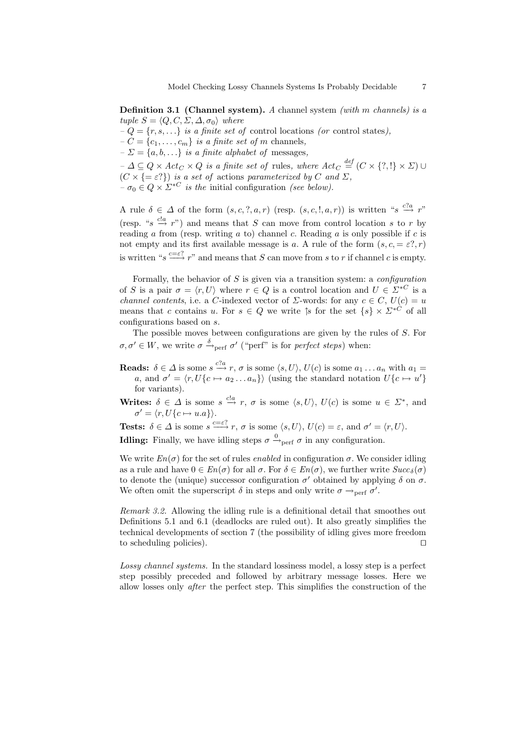**Definition 3.1 (Channel system).** *A* channel system *(with $m$ channels) is a tuple $S = \langle Q, C, \Sigma, \Delta, \sigma_0 \rangle$ where*

– *$Q = \{r, s, \ldots\}$ is a finite set of* control locations *(or* control states*),*
– *$C = \{c_1, \ldots, c_m\}$ is a finite set of $m$* channels*,*
– *$\Sigma = \{a, b, \ldots\}$ is a finite alphabet of* messages*,*
– *$\Delta \subseteq Q \times Act_C \times Q$ is a finite set of* rules*, where $Act_C \stackrel{def}{=} (C \times \{?, !\} \times \Sigma) \cup (C \times \{= \varepsilon?\})$ is a set of* actions *parameterized by $C$ and $\Sigma$,*
– *$\sigma_0 \in Q \times \Sigma^{*C}$ is the* initial configuration *(see below).*

A rule $\delta \in \Delta$ of the form $(s, c, ?, a, r)$ (resp. $(s, c, !, a, r)$) is written "$s \stackrel{c?a}{\longrightarrow} r$" (resp. "$s \stackrel{c!a}{\longrightarrow} r$") and means that $S$ can move from control location $s$ to $r$ by reading $a$ from (resp. writing $a$ to) channel $c$. Reading $a$ is only possible if $c$ is not empty and its first available message is $a$. A rule of the form $(s, c, = \varepsilon?, r)$ is written "$s \stackrel{c=\varepsilon?}{\longrightarrow} r$" and means that $S$ can move from $s$ to $r$ if channel $c$ is empty.

Formally, the behavior of $S$ is given via a transition system: a *configuration* of $S$ is a pair $\sigma = \langle r, U \rangle$ where $r \in Q$ is a control location and $U \in \Sigma^{*C}$ is a *channel contents*, i.e. a $C$-indexed vector of $\Sigma$-words: for any $c \in C$, $U(c) = u$ means that $c$ contains $u$. For $s \in Q$ we write $\Uparrow s$ for the set $\{s\} \times \Sigma^{*C}$ of all configurations based on $s$.

The possible moves between configurations are given by the rules of $S$. For $\sigma, \sigma' \in W$, we write $\sigma \xrightarrow{\delta}_{\text{perf}} \sigma'$ ("perf" is for *perfect steps*) when:

**Reads:** $\delta \in \Delta$ is some $s \stackrel{c?a}{\longrightarrow} r$, $\sigma$ is some $\langle s, U \rangle$, $U(c)$ is some $a_1 \ldots a_n$ with $a_1 = a$, and $\sigma' = \langle r, U\{c \mapsto a_2 \ldots a_n\} \rangle$ (using the standard notation $U\{c \mapsto u'\}$ for variants).

**Writes:** $\delta \in \Delta$ is some $s \stackrel{c!a}{\longrightarrow} r$, $\sigma$ is some $\langle s, U \rangle$, $U(c)$ is some $u \in \Sigma^*$, and $\sigma' = \langle r, U\{c \mapsto u.a\} \rangle$.

**Tests:** $\delta \in \Delta$ is some $s \stackrel{c=\varepsilon?}{\longrightarrow} r$, $\sigma$ is some $\langle s, U \rangle$, $U(c) = \varepsilon$, and $\sigma' = \langle r, U \rangle$.

**Idling:** Finally, we have idling steps $\sigma \xrightarrow{0}_{\text{perf}} \sigma$ in any configuration.

We write $En(\sigma)$ for the set of rules *enabled* in configuration $\sigma$. We consider idling as a rule and have $0 \in En(\sigma)$ for all $\sigma$. For $\delta \in En(\sigma)$, we further write $Succ_\delta(\sigma)$ to denote the (unique) successor configuration $\sigma'$ obtained by applying $\delta$ on $\sigma$. We often omit the superscript $\delta$ in steps and only write $\sigma \rightarrow_{\text{perf}} \sigma'$.

*Remark 3.2.* Allowing the idling rule is a definitional detail that smoothes out Definitions 5.1 and 6.1 (deadlocks are ruled out). It also greatly simplifies the technical developments of section 7 (the possibility of idling gives more freedom to scheduling policies). ⊓⊔

*Lossy channel systems.* In the standard lossiness model, a lossy step is a perfect step possibly preceded and followed by arbitrary message losses. Here we allow losses only *after* the perfect step. This simplifies the construction of the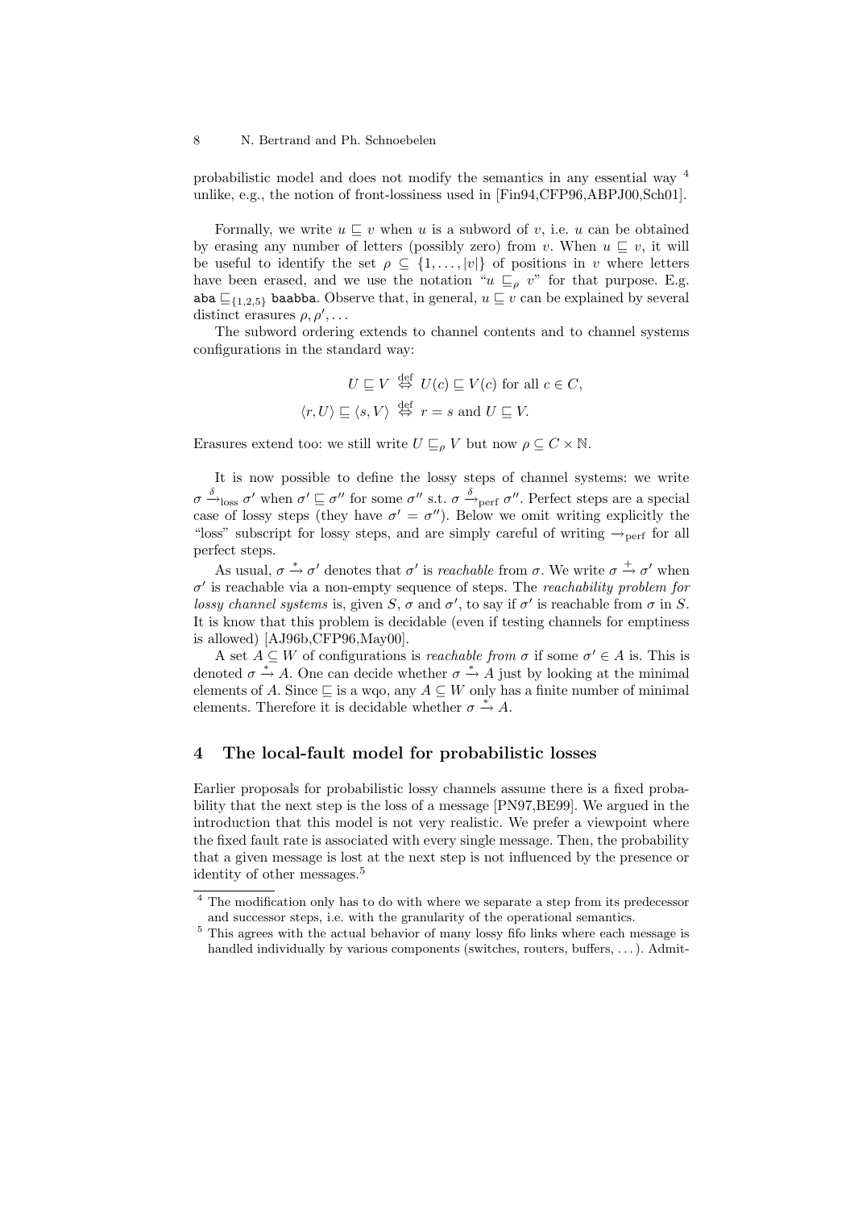probabilistic model and does not modify the semantics in any essential way [4] unlike, e.g., the notion of front-lossiness used in [Fin94,CFP96,ABPJ00,Sch01].

Formally, we write $u \sqsubseteq v$ when $u$ is a subword of $v$, i.e. $u$ can be obtained by erasing any number of letters (possibly zero) from $v$. When $u \sqsubseteq v$, it will be useful to identify the set $\rho \subseteq \{1, \ldots, |v|\}$ of positions in $v$ where letters have been erased, and we use the notation "$u \sqsubseteq_\rho v$" for that purpose. E.g. $\mathtt{aba} \sqsubseteq_{\{1,2,5\}} \mathtt{baabba}$. Observe that, in general, $u \sqsubseteq v$ can be explained by several distinct erasures $\rho, \rho', \ldots$

The subword ordering extends to channel contents and to channel systems configurations in the standard way:

$$U \sqsubseteq V \overset{\text{def}}{\Leftrightarrow} U(c) \sqsubseteq V(c) \text{ for all } c \in C,$$

$$\langle r, U\rangle \sqsubseteq \langle s, V\rangle \overset{\text{def}}{\Leftrightarrow} r = s \text{ and } U \sqsubseteq V.$$

Erasures extend too: we still write $U \sqsubseteq_\rho V$ but now $\rho \subseteq C \times \mathbb{N}$.

It is now possible to define the lossy steps of channel systems: we write $\sigma \xrightarrow{\delta}_{\text{loss}} \sigma'$ when $\sigma' \sqsubseteq \sigma''$ for some $\sigma''$ s.t. $\sigma \xrightarrow{\delta}_{\text{perf}} \sigma''$. Perfect steps are a special case of lossy steps (they have $\sigma' = \sigma''$). Below we omit writing explicitly the "loss" subscript for lossy steps, and are simply careful of writing $\rightarrow_{\text{perf}}$ for all perfect steps.

As usual, $\sigma \xrightarrow{*} \sigma'$ denotes that $\sigma'$ is *reachable* from $\sigma$. We write $\sigma \xrightarrow{+} \sigma'$ when $\sigma'$ is reachable via a non-empty sequence of steps. The *reachability problem for lossy channel systems* is, given $S$, $\sigma$ and $\sigma'$, to say if $\sigma'$ is reachable from $\sigma$ in $S$. It is know that this problem is decidable (even if testing channels for emptiness is allowed) [AJ96b,CFP96,May00].

A set $A \subseteq W$ of configurations is *reachable from* $\sigma$ if some $\sigma' \in A$ is. This is denoted $\sigma \xrightarrow{*} A$. One can decide whether $\sigma \xrightarrow{*} A$ just by looking at the minimal elements of $A$. Since $\sqsubseteq$ is a wqo, any $A \subseteq W$ only has a finite number of minimal elements. Therefore it is decidable whether $\sigma \xrightarrow{*} A$.

## 4 The local-fault model for probabilistic losses

Earlier proposals for probabilistic lossy channels assume there is a fixed probability that the next step is the loss of a message [PN97,BE99]. We argued in the introduction that this model is not very realistic. We prefer a viewpoint where the fixed fault rate is associated with every single message. Then, the probability that a given message is lost at the next step is not influenced by the presence or identity of other messages.[5]

---

[4] The modification only has to do with where we separate a step from its predecessor and successor steps, i.e. with the granularity of the operational semantics.

[5] This agrees with the actual behavior of many lossy fifo links where each message is handled individually by various components (switches, routers, buffers, ...). Admit-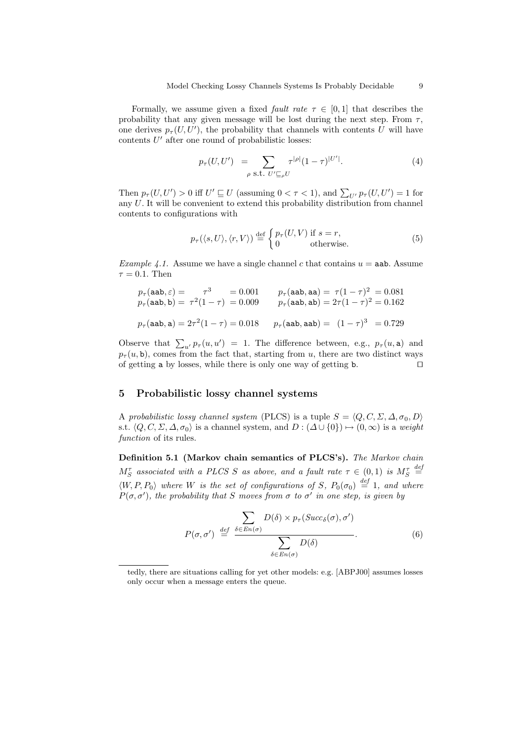Formally, we assume given a fixed *fault rate* $\tau \in [0,1]$ that describes the probability that any given message will be lost during the next step. From $\tau$, one derives $p_\tau(U,U')$, the probability that channels with contents $U$ will have contents $U'$ after one round of probabilistic losses:

$$p_\tau(U,U') \;=\; \sum_{\rho \text{ s.t. } U' \sqsubseteq_\rho U} \tau^{|\rho|}(1-\tau)^{|U'|}. \tag{4}$$

Then $p_\tau(U,U') > 0$ iff $U' \sqsubseteq U$ (assuming $0 < \tau < 1$), and $\sum_{U'} p_\tau(U,U') = 1$ for any $U$. It will be convenient to extend this probability distribution from channel contents to configurations with

$$p_\tau(\langle s, U\rangle, \langle r, V\rangle) \stackrel{\text{def}}{=} \begin{cases} p_\tau(U,V) & \text{if } s = r, \\ 0 & \text{otherwise.} \end{cases} \tag{5}$$

*Example 4.1.* Assume we have a single channel $c$ that contains $u = \texttt{aab}$. Assume $\tau = 0.1$. Then

$$p_\tau(\texttt{aab}, \varepsilon) = \tau^3 = 0.001 \qquad p_\tau(\texttt{aab}, \texttt{aa}) = \tau(1-\tau)^2 = 0.081$$
$$p_\tau(\texttt{aab}, \texttt{b}) = \tau^2(1-\tau) = 0.009 \qquad p_\tau(\texttt{aab}, \texttt{ab}) = 2\tau(1-\tau)^2 = 0.162$$

$$p_\tau(\texttt{aab}, \texttt{a}) = 2\tau^2(1-\tau) = 0.018 \qquad p_\tau(\texttt{aab}, \texttt{aab}) = (1-\tau)^3 = 0.729$$

Observe that $\sum_{u'} p_\tau(u,u') = 1$. The difference between, e.g., $p_\tau(u, \texttt{a})$ and $p_\tau(u, \texttt{b})$, comes from the fact that, starting from $u$, there are two distinct ways of getting a by losses, while there is only one way of getting b. ⊓⊔

## 5 Probabilistic lossy channel systems

A *probabilistic lossy channel system* (PLCS) is a tuple $S = \langle Q, C, \Sigma, \Delta, \sigma_0, D\rangle$ s.t. $\langle Q, C, \Sigma, \Delta, \sigma_0\rangle$ is a channel system, and $D : (\Delta \cup \{0\}) \mapsto (0, \infty)$ is a *weight function* of its rules.

**Definition 5.1 (Markov chain semantics of PLCS's).** *The Markov chain $M_S^\tau$ associated with a PLCS $S$ as above, and a fault rate $\tau \in (0,1)$ is $M_S^\tau \stackrel{def}{=} \langle W, P, P_0\rangle$ where $W$ is the set of configurations of $S$, $P_0(\sigma_0) \stackrel{def}{=} 1$, and where $P(\sigma, \sigma')$, the probability that $S$ moves from $\sigma$ to $\sigma'$ in one step, is given by*

$$P(\sigma,\sigma') \stackrel{def}{=} \frac{\displaystyle\sum_{\delta \in En(\sigma)} D(\delta) \times p_\tau(Succ_\delta(\sigma), \sigma')}{\displaystyle\sum_{\delta \in En(\sigma)} D(\delta)}. \tag{6}$$

---

tedly, there are situations calling for yet other models: e.g. [ABPJ00] assumes losses only occur when a message enters the queue.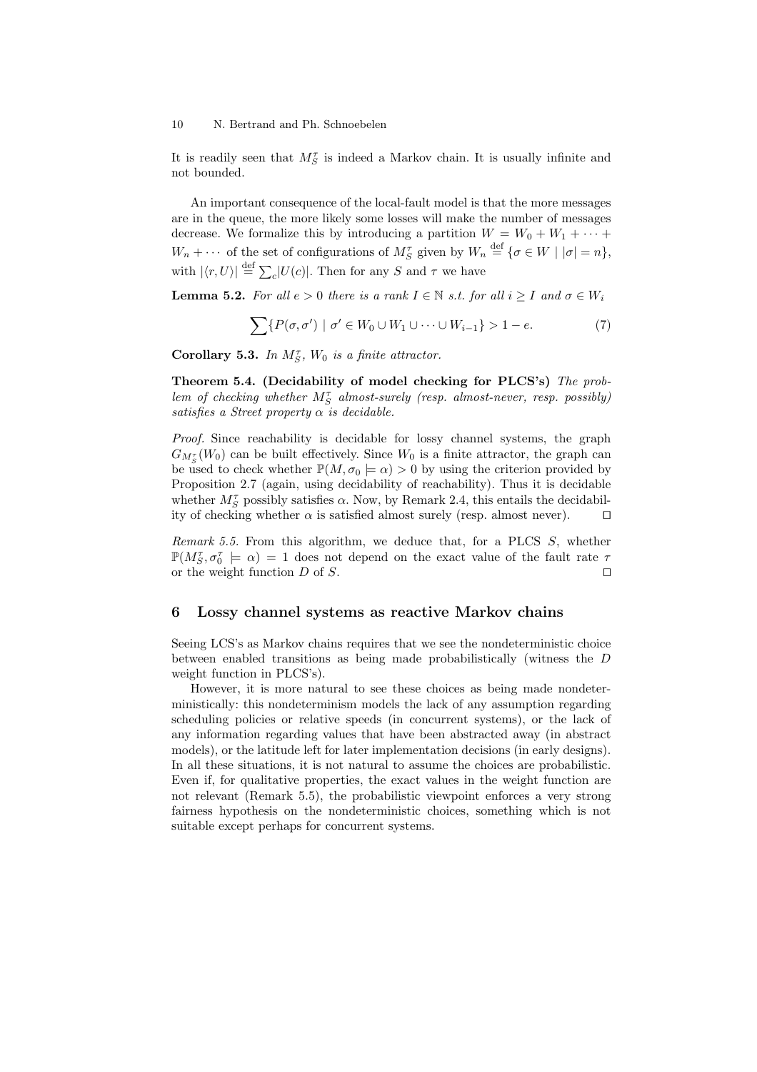It is readily seen that $M_S^\tau$ is indeed a Markov chain. It is usually infinite and not bounded.

An important consequence of the local-fault model is that the more messages are in the queue, the more likely some losses will make the number of messages decrease. We formalize this by introducing a partition $W = W_0 + W_1 + \cdots + W_n + \cdots$ of the set of configurations of $M_S^\tau$ given by $W_n \stackrel{\text{def}}{=} \{\sigma \in W \mid |\sigma| = n\}$, with $|\langle r, U\rangle| \stackrel{\text{def}}{=} \sum_c |U(c)|$. Then for any $S$ and $\tau$ we have

**Lemma 5.2.** *For all $e > 0$ there is a rank $I \in \mathbb{N}$ s.t. for all $i \geq I$ and $\sigma \in W_i$*

$$\sum\{P(\sigma, \sigma') \mid \sigma' \in W_0 \cup W_1 \cup \cdots \cup W_{i-1}\} > 1 - e. \tag{7}$$

**Corollary 5.3.** *In $M_S^\tau$, $W_0$ is a finite attractor.*

**Theorem 5.4. (Decidability of model checking for PLCS's)** *The problem of checking whether $M_S^\tau$ almost-surely (resp. almost-never, resp. possibly) satisfies a Street property $\alpha$ is decidable.*

*Proof.* Since reachability is decidable for lossy channel systems, the graph $G_{M_S^\tau}(W_0)$ can be built effectively. Since $W_0$ is a finite attractor, the graph can be used to check whether $\mathbb{P}(M, \sigma_0 \models \alpha) > 0$ by using the criterion provided by Proposition 2.7 (again, using decidability of reachability). Thus it is decidable whether $M_S^\tau$ possibly satisfies $\alpha$. Now, by Remark 2.4, this entails the decidability of checking whether $\alpha$ is satisfied almost surely (resp. almost never). ☐

*Remark 5.5.* From this algorithm, we deduce that, for a PLCS $S$, whether $\mathbb{P}(M_S^\tau, \sigma_0^\tau \models \alpha) = 1$ does not depend on the exact value of the fault rate $\tau$ or the weight function $D$ of $S$. ☐

## 6 Lossy channel systems as reactive Markov chains

Seeing LCS's as Markov chains requires that we see the nondeterministic choice between enabled transitions as being made probabilistically (witness the $D$ weight function in PLCS's).

However, it is more natural to see these choices as being made nondeterministically: this nondeterminism models the lack of any assumption regarding scheduling policies or relative speeds (in concurrent systems), or the lack of any information regarding values that have been abstracted away (in abstract models), or the latitude left for later implementation decisions (in early designs). In all these situations, it is not natural to assume the choices are probabilistic. Even if, for qualitative properties, the exact values in the weight function are not relevant (Remark 5.5), the probabilistic viewpoint enforces a very strong fairness hypothesis on the nondeterministic choices, something which is not suitable except perhaps for concurrent systems.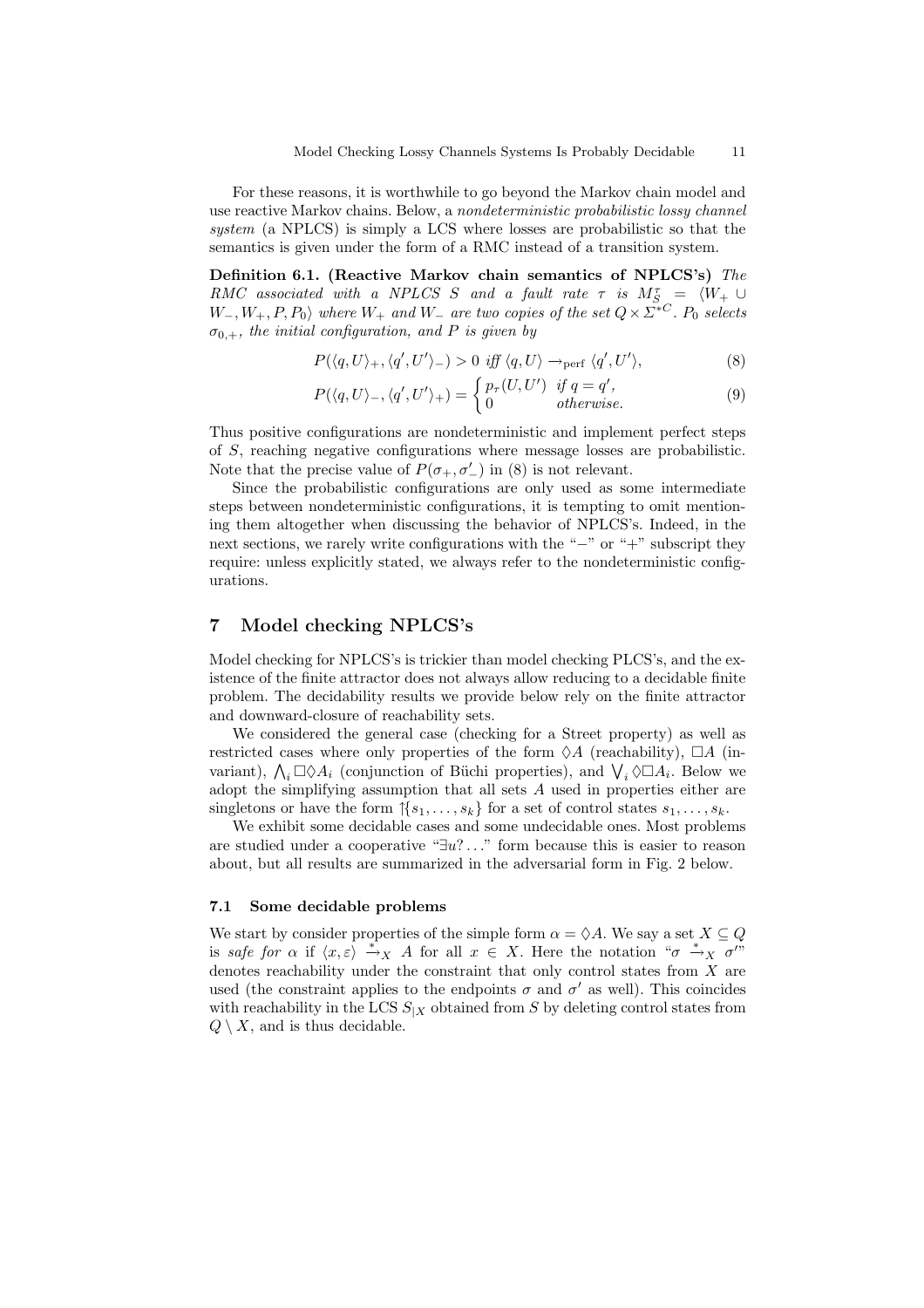For these reasons, it is worthwhile to go beyond the Markov chain model and use reactive Markov chains. Below, a *nondeterministic probabilistic lossy channel system* (a NPLCS) is simply a LCS where losses are probabilistic so that the semantics is given under the form of a RMC instead of a transition system.

**Definition 6.1. (Reactive Markov chain semantics of NPLCS's)** *The RMC associated with a NPLCS $S$ and a fault rate $\tau$ is $M_S^\tau = \langle W_+ \cup W_-, W_+, P, P_0\rangle$ where $W_+$ and $W_-$ are two copies of the set $Q \times \Sigma^{*C}$. $P_0$ selects $\sigma_{0,+}$, the initial configuration, and $P$ is given by*

$$P(\langle q, U\rangle_+, \langle q', U'\rangle_-) > 0 \text{ iff } \langle q, U\rangle \rightarrow_{\text{perf}} \langle q', U'\rangle, \tag{8}$$

$$P(\langle q, U\rangle_-, \langle q', U'\rangle_+) = \begin{cases} p_\tau(U, U') & \text{if } q = q', \\ 0 & \text{otherwise.} \end{cases} \tag{9}$$

Thus positive configurations are nondeterministic and implement perfect steps of $S$, reaching negative configurations where message losses are probabilistic. Note that the precise value of $P(\sigma_+, \sigma'_-)$ in (8) is not relevant.

Since the probabilistic configurations are only used as some intermediate steps between nondeterministic configurations, it is tempting to omit mentioning them altogether when discussing the behavior of NPLCS's. Indeed, in the next sections, we rarely write configurations with the "$-$" or "$+$" subscript they require: unless explicitly stated, we always refer to the nondeterministic configurations.

## 7 Model checking NPLCS's

Model checking for NPLCS's is trickier than model checking PLCS's, and the existence of the finite attractor does not always allow reducing to a decidable finite problem. The decidability results we provide below rely on the finite attractor and downward-closure of reachability sets.

We considered the general case (checking for a Street property) as well as restricted cases where only properties of the form $\Diamond A$ (reachability), $\Box A$ (invariant), $\bigwedge_i \Box\Diamond A_i$ (conjunction of Büchi properties), and $\bigvee_i \Diamond\Box A_i$. Below we adopt the simplifying assumption that all sets $A$ used in properties either are singletons or have the form $\Uparrow\{s_1, \ldots, s_k\}$ for a set of control states $s_1, \ldots, s_k$.

We exhibit some decidable cases and some undecidable ones. Most problems are studied under a cooperative "$\exists u? \ldots$" form because this is easier to reason about, but all results are summarized in the adversarial form in Fig. 2 below.

### 7.1 Some decidable problems

We start by consider properties of the simple form $\alpha = \Diamond A$. We say a set $X \subseteq Q$ is *safe for* $\alpha$ if $\langle x, \varepsilon\rangle \xrightarrow{*}_X A$ for all $x \in X$. Here the notation "$\sigma \xrightarrow{*}_X \sigma'$" denotes reachability under the constraint that only control states from $X$ are used (the constraint applies to the endpoints $\sigma$ and $\sigma'$ as well). This coincides with reachability in the LCS $S_{|X}$ obtained from $S$ by deleting control states from $Q \setminus X$, and is thus decidable.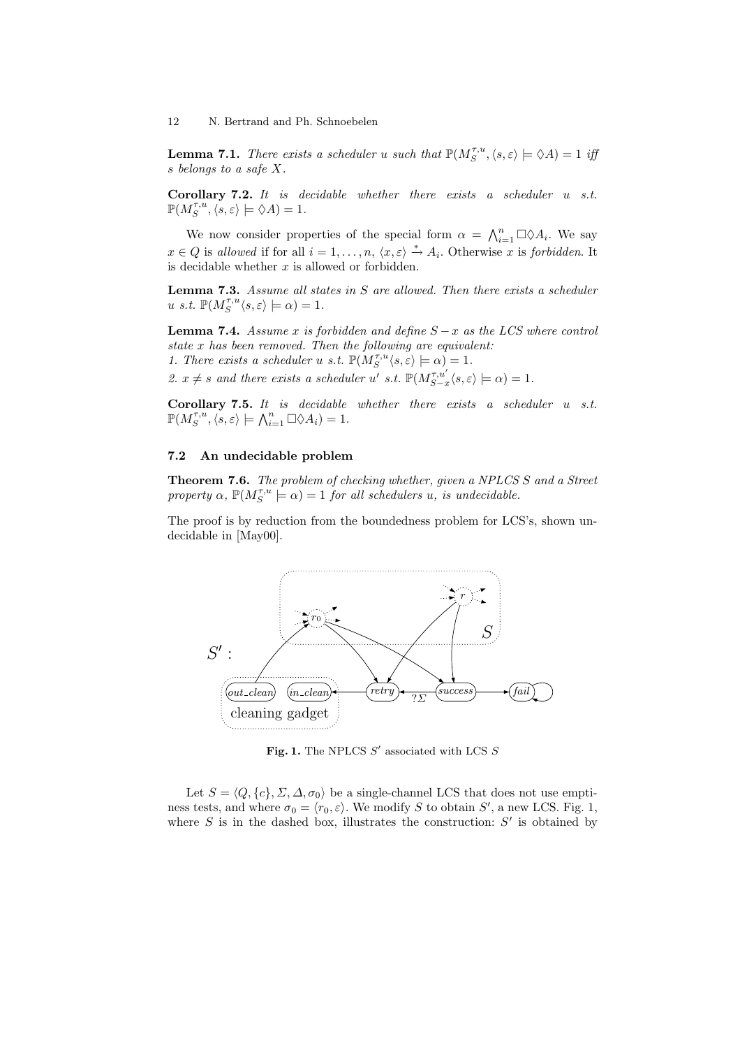**Lemma 7.1.** *There exists a scheduler $u$ such that $\mathbb{P}(M_S^{\tau,u}, \langle s, \varepsilon\rangle \models \Diamond A) = 1$ iff $s$ belongs to a safe $X$.*

**Corollary 7.2.** *It is decidable whether there exists a scheduler $u$ s.t. $\mathbb{P}(M_S^{\tau,u}, \langle s, \varepsilon\rangle \models \Diamond A) = 1$.*

We now consider properties of the special form $\alpha = \bigwedge_{i=1}^{n} \Box\Diamond A_i$. We say $x \in Q$ is *allowed* if for all $i = 1, \ldots, n$, $\langle x, \varepsilon\rangle \xrightarrow{*} A_i$. Otherwise $x$ is *forbidden*. It is decidable whether $x$ is allowed or forbidden.

**Lemma 7.3.** *Assume all states in $S$ are allowed. Then there exists a scheduler $u$ s.t. $\mathbb{P}(M_S^{\tau,u}\langle s, \varepsilon\rangle \models \alpha) = 1$.*

**Lemma 7.4.** *Assume $x$ is forbidden and define $S - x$ as the LCS where control state $x$ has been removed. Then the following are equivalent:*
*1. There exists a scheduler $u$ s.t. $\mathbb{P}(M_S^{\tau,u}\langle s, \varepsilon\rangle \models \alpha) = 1$.*
*2. $x \neq s$ and there exists a scheduler $u'$ s.t. $\mathbb{P}(M_{S-x}^{\tau,u'}\langle s, \varepsilon\rangle \models \alpha) = 1$.*

**Corollary 7.5.** *It is decidable whether there exists a scheduler $u$ s.t. $\mathbb{P}(M_S^{\tau,u}, \langle s, \varepsilon\rangle \models \bigwedge_{i=1}^{n} \Box\Diamond A_i) = 1$.*

### 7.2 An undecidable problem

**Theorem 7.6.** *The problem of checking whether, given a NPLCS $S$ and a Street property $\alpha$, $\mathbb{P}(M_S^{\tau,u} \models \alpha) = 1$ for all schedulers $u$, is undecidable.*

The proof is by reduction from the boundedness problem for LCS's, shown undecidable in [May00].

**Fig. 1.** The NPLCS $S'$ associated with LCS $S$

Let $S = \langle Q, \{c\}, \Sigma, \Delta, \sigma_0\rangle$ be a single-channel LCS that does not use emptiness tests, and where $\sigma_0 = \langle r_0, \varepsilon\rangle$. We modify $S$ to obtain $S'$, a new LCS. Fig. 1, where $S$ is in the dashed box, illustrates the construction: $S'$ is obtained by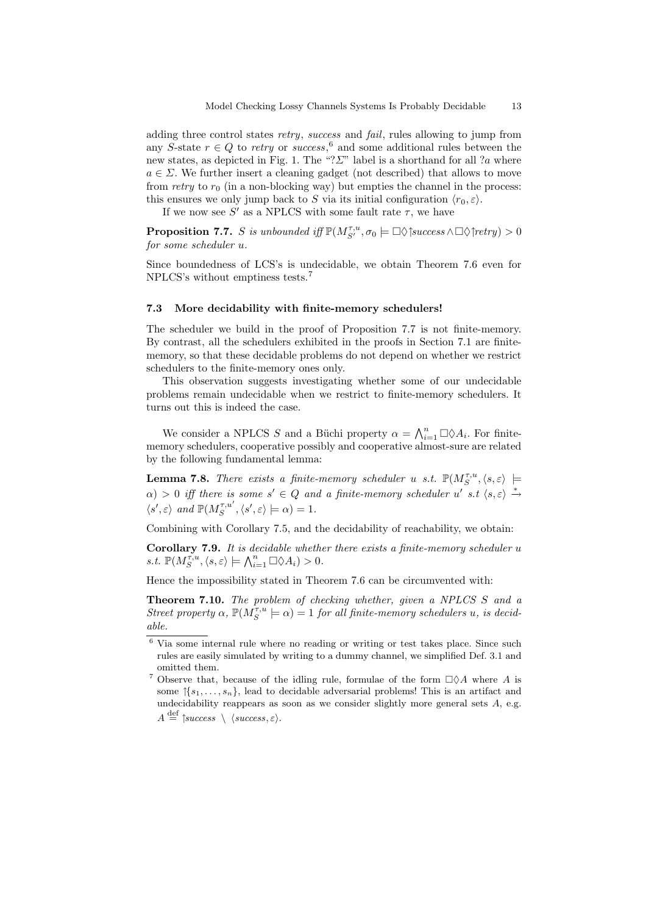adding three control states *retry*, *success* and *fail*, rules allowing to jump from any $S$-state $r \in Q$ to *retry* or *success*,[6] and some additional rules between the new states, as depicted in Fig. 1. The "$?\Sigma$" label is a shorthand for all $?a$ where $a \in \Sigma$. We further insert a cleaning gadget (not described) that allows to move from *retry* to $r_0$ (in a non-blocking way) but empties the channel in the process: this ensures we only jump back to $S$ via its initial configuration $\langle r_0, \varepsilon \rangle$.

If we now see $S'$ as a NPLCS with some fault rate $\tau$, we have

**Proposition 7.7.** *$S$ is unbounded iff $\mathbb{P}(M_{S'}^{\tau,u}, \sigma_0 \models \Box\Diamond\uparrow success \wedge \Box\Diamond\uparrow retry) > 0$ for some scheduler $u$.*

Since boundedness of LCS's is undecidable, we obtain Theorem 7.6 even for NPLCS's without emptiness tests.[7]

### 7.3 More decidability with finite-memory schedulers!

The scheduler we build in the proof of Proposition 7.7 is not finite-memory. By contrast, all the schedulers exhibited in the proofs in Section 7.1 are finite-memory, so that these decidable problems do not depend on whether we restrict schedulers to the finite-memory ones only.

This observation suggests investigating whether some of our undecidable problems remain undecidable when we restrict to finite-memory schedulers. It turns out this is indeed the case.

We consider a NPLCS $S$ and a Büchi property $\alpha = \bigwedge_{i=1}^{n} \Box\Diamond A_i$. For finite-memory schedulers, cooperative possibly and cooperative almost-sure are related by the following fundamental lemma:

**Lemma 7.8.** *There exists a finite-memory scheduler $u$ s.t. $\mathbb{P}(M_S^{\tau,u}, \langle s, \varepsilon \rangle \models \alpha) > 0$ iff there is some $s' \in Q$ and a finite-memory scheduler $u'$ s.t $\langle s, \varepsilon \rangle \xrightarrow{*} \langle s', \varepsilon \rangle$ and $\mathbb{P}(M_S^{\tau,u'}, \langle s', \varepsilon \rangle \models \alpha) = 1$.*

Combining with Corollary 7.5, and the decidability of reachability, we obtain:

**Corollary 7.9.** *It is decidable whether there exists a finite-memory scheduler $u$ s.t. $\mathbb{P}(M_S^{\tau,u}, \langle s, \varepsilon \rangle \models \bigwedge_{i=1}^{n} \Box\Diamond A_i) > 0$.*

Hence the impossibility stated in Theorem 7.6 can be circumvented with:

**Theorem 7.10.** *The problem of checking whether, given a NPLCS $S$ and a Street property $\alpha$, $\mathbb{P}(M_S^{\tau,u} \models \alpha) = 1$ for all finite-memory schedulers $u$, is decidable.*

---

[6] Via some internal rule where no reading or writing or test takes place. Since such rules are easily simulated by writing to a dummy channel, we simplified Def. 3.1 and omitted them.

[7] Observe that, because of the idling rule, formulae of the form $\Box\Diamond A$ where $A$ is some $\uparrow\{s_1, \ldots, s_n\}$, lead to decidable adversarial problems! This is an artifact and undecidability reappears as soon as we consider slightly more general sets $A$, e.g. $A \stackrel{\text{def}}{=} \uparrow success \setminus \langle success, \varepsilon \rangle$.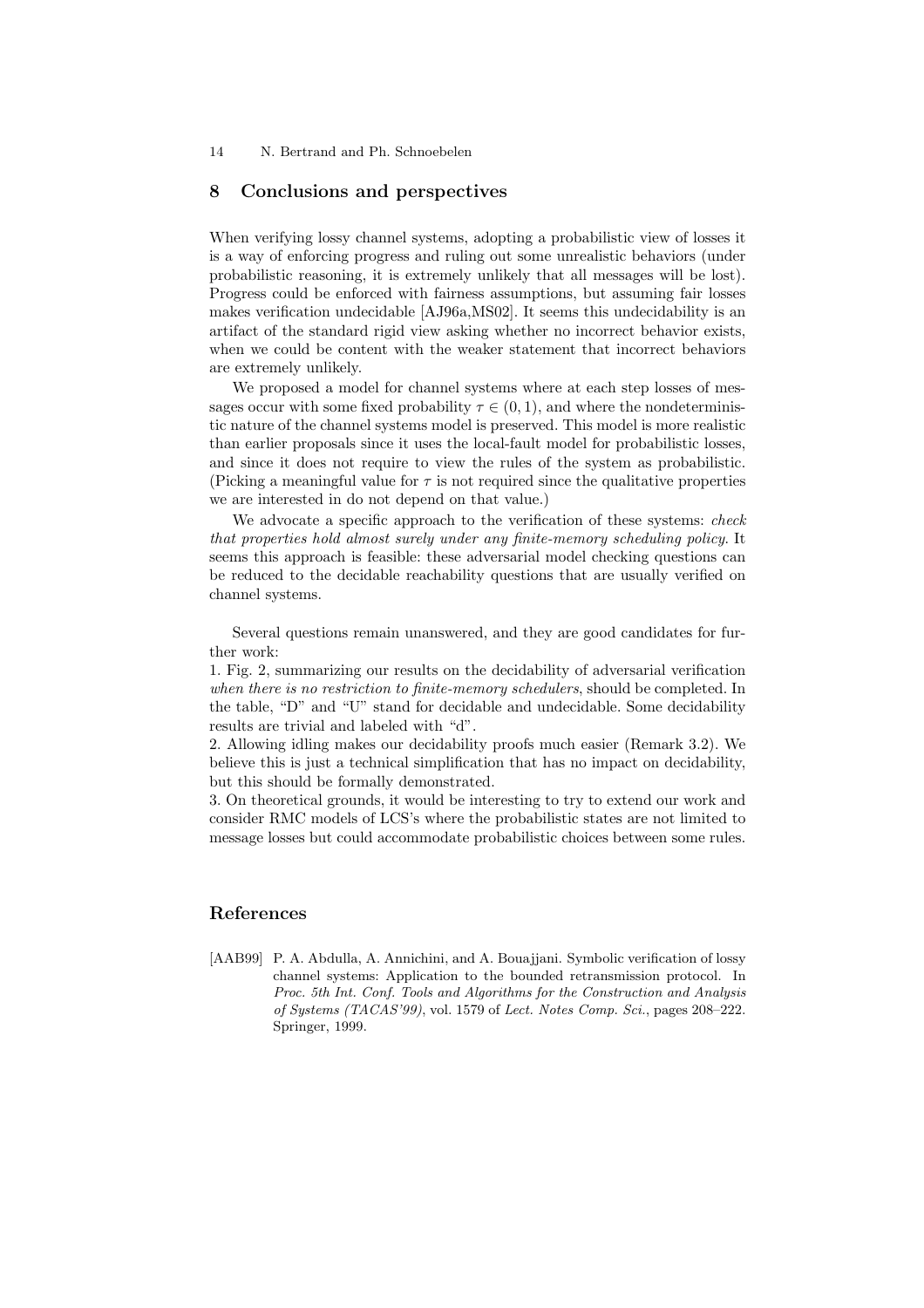## 8 Conclusions and perspectives

When verifying lossy channel systems, adopting a probabilistic view of losses it is a way of enforcing progress and ruling out some unrealistic behaviors (under probabilistic reasoning, it is extremely unlikely that all messages will be lost). Progress could be enforced with fairness assumptions, but assuming fair losses makes verification undecidable [AJ96a,MS02]. It seems this undecidability is an artifact of the standard rigid view asking whether no incorrect behavior exists, when we could be content with the weaker statement that incorrect behaviors are extremely unlikely.

We proposed a model for channel systems where at each step losses of messages occur with some fixed probability $\tau \in (0, 1)$, and where the nondeterministic nature of the channel systems model is preserved. This model is more realistic than earlier proposals since it uses the local-fault model for probabilistic losses, and since it does not require to view the rules of the system as probabilistic. (Picking a meaningful value for $\tau$ is not required since the qualitative properties we are interested in do not depend on that value.)

We advocate a specific approach to the verification of these systems: *check that properties hold almost surely under any finite-memory scheduling policy*. It seems this approach is feasible: these adversarial model checking questions can be reduced to the decidable reachability questions that are usually verified on channel systems.

Several questions remain unanswered, and they are good candidates for further work:

1. Fig. 2, summarizing our results on the decidability of adversarial verification *when there is no restriction to finite-memory schedulers*, should be completed. In the table, "D" and "U" stand for decidable and undecidable. Some decidability results are trivial and labeled with "d".
2. Allowing idling makes our decidability proofs much easier (Remark 3.2). We believe this is just a technical simplification that has no impact on decidability, but this should be formally demonstrated.
3. On theoretical grounds, it would be interesting to try to extend our work and consider RMC models of LCS's where the probabilistic states are not limited to message losses but could accommodate probabilistic choices between some rules.

## References

[AAB99] P. A. Abdulla, A. Annichini, and A. Bouajjani. Symbolic verification of lossy channel systems: Application to the bounded retransmission protocol. In *Proc. 5th Int. Conf. Tools and Algorithms for the Construction and Analysis of Systems (TACAS'99)*, vol. 1579 of *Lect. Notes Comp. Sci.*, pages 208–222. Springer, 1999.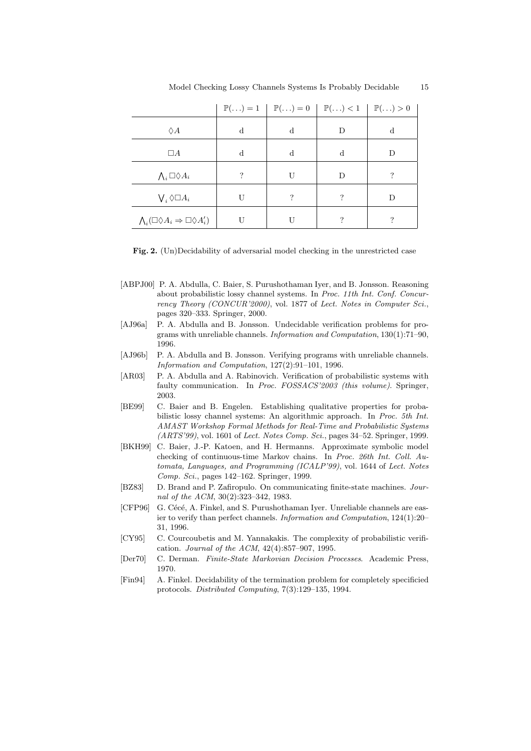|  | $\mathbb{P}(\ldots) = 1$ | $\mathbb{P}(\ldots) = 0$ | $\mathbb{P}(\ldots) < 1$ | $\mathbb{P}(\ldots) > 0$ |
|---|---|---|---|---|
| $\Diamond A$ | d | d | D | d |
| $\Box A$ | d | d | d | D |
| $\bigwedge_i \Box\Diamond A_i$ | ? | U | D | ? |
| $\bigvee_i \Diamond\Box A_i$ | U | ? | ? | D |
| $\bigwedge_i (\Box\Diamond A_i \Rightarrow \Box\Diamond A'_i)$ | U | U | ? | ? |

**Fig. 2.** (Un)Decidability of adversarial model checking in the unrestricted case

[ABPJ00] P. A. Abdulla, C. Baier, S. Purushothaman Iyer, and B. Jonsson. Reasoning about probabilistic lossy channel systems. In *Proc. 11th Int. Conf. Concurrency Theory (CONCUR'2000)*, vol. 1877 of *Lect. Notes in Computer Sci.*, pages 320–333. Springer, 2000.

[AJ96a] P. A. Abdulla and B. Jonsson. Undecidable verification problems for programs with unreliable channels. *Information and Computation*, 130(1):71–90, 1996.

[AJ96b] P. A. Abdulla and B. Jonsson. Verifying programs with unreliable channels. *Information and Computation*, 127(2):91–101, 1996.

[AR03] P. A. Abdulla and A. Rabinovich. Verification of probabilistic systems with faulty communication. In *Proc. FOSSACS'2003 (this volume)*. Springer, 2003.

[BE99] C. Baier and B. Engelen. Establishing qualitative properties for probabilistic lossy channel systems: An algorithmic approach. In *Proc. 5th Int. AMAST Workshop Formal Methods for Real-Time and Probabilistic Systems (ARTS'99)*, vol. 1601 of *Lect. Notes Comp. Sci.*, pages 34–52. Springer, 1999.

[BKH99] C. Baier, J.-P. Katoen, and H. Hermanns. Approximate symbolic model checking of continuous-time Markov chains. In *Proc. 26th Int. Coll. Automata, Languages, and Programming (ICALP'99)*, vol. 1644 of *Lect. Notes Comp. Sci.*, pages 142–162. Springer, 1999.

[BZ83] D. Brand and P. Zafiropulo. On communicating finite-state machines. *Journal of the ACM*, 30(2):323–342, 1983.

[CFP96] G. Cécé, A. Finkel, and S. Purushothaman Iyer. Unreliable channels are easier to verify than perfect channels. *Information and Computation*, 124(1):20–31, 1996.

[CY95] C. Courcoubetis and M. Yannakakis. The complexity of probabilistic verification. *Journal of the ACM*, 42(4):857–907, 1995.

[Der70] C. Derman. *Finite-State Markovian Decision Processes*. Academic Press, 1970.

[Fin94] A. Finkel. Decidability of the termination problem for completely specificied protocols. *Distributed Computing*, 7(3):129–135, 1994.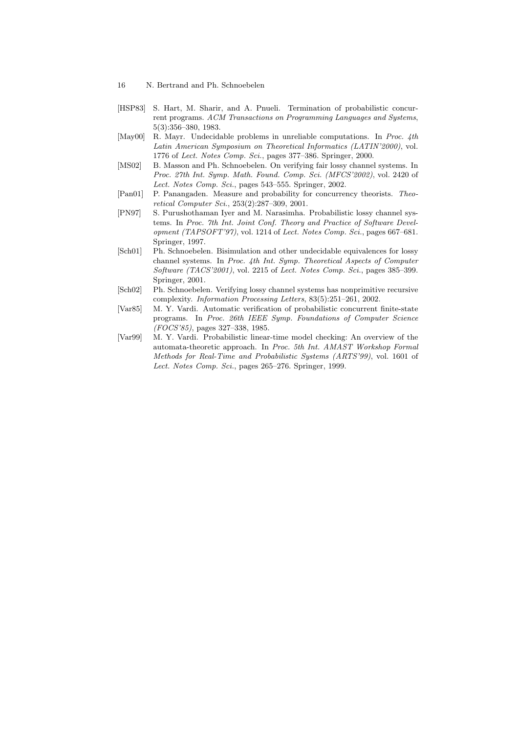- [HSP83] S. Hart, M. Sharir, and A. Pnueli. Termination of probabilistic concurrent programs. *ACM Transactions on Programming Languages and Systems*, 5(3):356–380, 1983.
- [May00] R. Mayr. Undecidable problems in unreliable computations. In *Proc. 4th Latin American Symposium on Theoretical Informatics (LATIN'2000)*, vol. 1776 of *Lect. Notes Comp. Sci.*, pages 377–386. Springer, 2000.
- [MS02] B. Masson and Ph. Schnoebelen. On verifying fair lossy channel systems. In *Proc. 27th Int. Symp. Math. Found. Comp. Sci. (MFCS'2002)*, vol. 2420 of *Lect. Notes Comp. Sci.*, pages 543–555. Springer, 2002.
- [Pan01] P. Panangaden. Measure and probability for concurrency theorists. *Theoretical Computer Sci.*, 253(2):287–309, 2001.
- [PN97] S. Purushothaman Iyer and M. Narasimha. Probabilistic lossy channel systems. In *Proc. 7th Int. Joint Conf. Theory and Practice of Software Development (TAPSOFT'97)*, vol. 1214 of *Lect. Notes Comp. Sci.*, pages 667–681. Springer, 1997.
- [Sch01] Ph. Schnoebelen. Bisimulation and other undecidable equivalences for lossy channel systems. In *Proc. 4th Int. Symp. Theoretical Aspects of Computer Software (TACS'2001)*, vol. 2215 of *Lect. Notes Comp. Sci.*, pages 385–399. Springer, 2001.
- [Sch02] Ph. Schnoebelen. Verifying lossy channel systems has nonprimitive recursive complexity. *Information Processing Letters*, 83(5):251–261, 2002.
- [Var85] M. Y. Vardi. Automatic verification of probabilistic concurrent finite-state programs. In *Proc. 26th IEEE Symp. Foundations of Computer Science (FOCS'85)*, pages 327–338, 1985.
- [Var99] M. Y. Vardi. Probabilistic linear-time model checking: An overview of the automata-theoretic approach. In *Proc. 5th Int. AMAST Workshop Formal Methods for Real-Time and Probabilistic Systems (ARTS'99)*, vol. 1601 of *Lect. Notes Comp. Sci.*, pages 265–276. Springer, 1999.